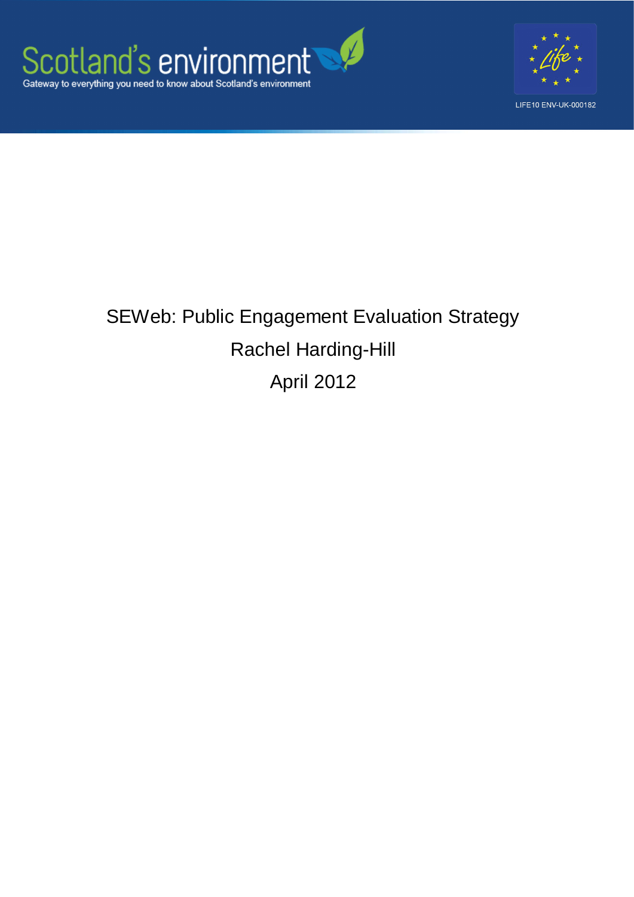Scotland's environment

Gateway to everything you need to know about Scotland's environment

LIFE10 ENV-UK-000182

# SEWeb: Public Engagement Evaluation Strategy

Rachel Harding-Hill

April 2012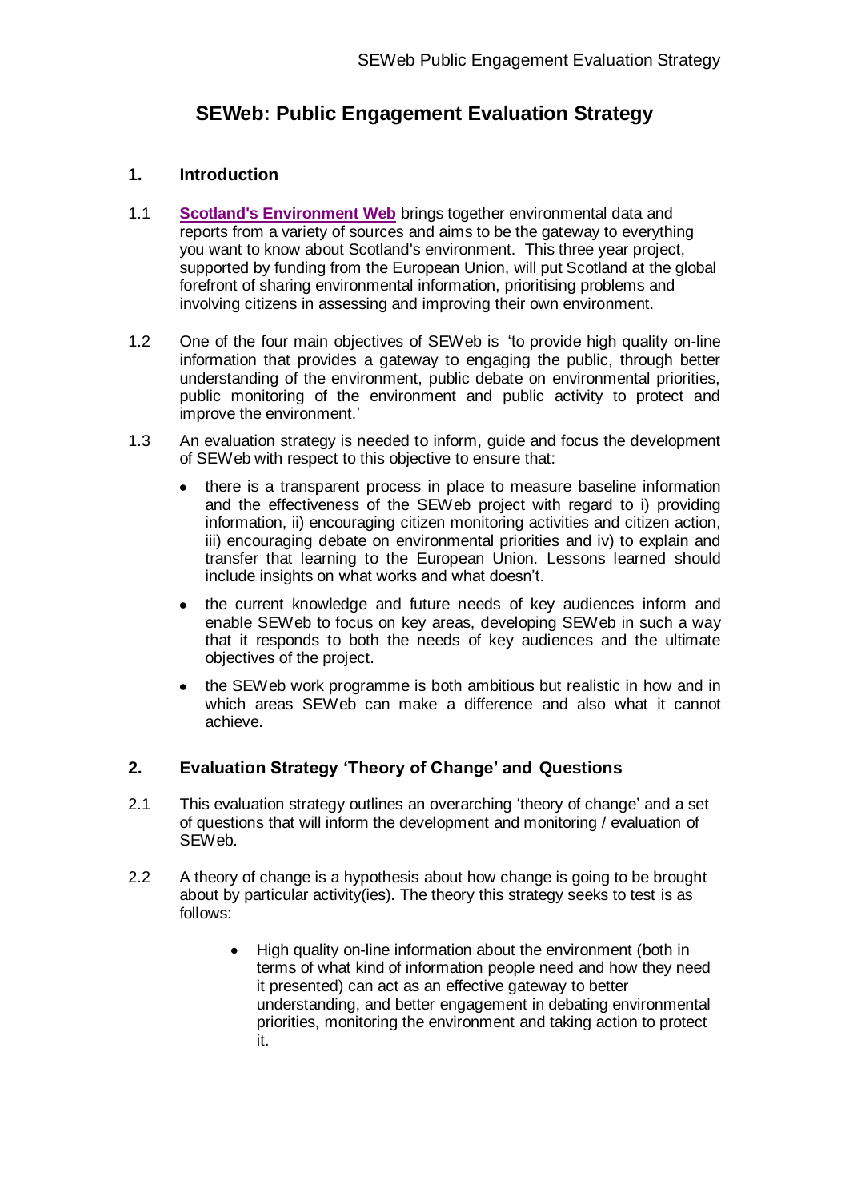# SEWeb: Public Engagement Evaluation Strategy

## 1. Introduction

1.1 **Scotland's Environment Web** brings together environmental data and reports from a variety of sources and aims to be the gateway to everything you want to know about Scotland's environment. This three year project, supported by funding from the European Union, will put Scotland at the global forefront of sharing environmental information, prioritising problems and involving citizens in assessing and improving their own environment.

1.2 One of the four main objectives of SEWeb is 'to provide high quality on-line information that provides a gateway to engaging the public, through better understanding of the environment, public debate on environmental priorities, public monitoring of the environment and public activity to protect and improve the environment.'

1.3 An evaluation strategy is needed to inform, guide and focus the development of SEWeb with respect to this objective to ensure that:

- there is a transparent process in place to measure baseline information and the effectiveness of the SEWeb project with regard to i) providing information, ii) encouraging citizen monitoring activities and citizen action, iii) encouraging debate on environmental priorities and iv) to explain and transfer that learning to the European Union. Lessons learned should include insights on what works and what doesn't.
- the current knowledge and future needs of key audiences inform and enable SEWeb to focus on key areas, developing SEWeb in such a way that it responds to both the needs of key audiences and the ultimate objectives of the project.
- the SEWeb work programme is both ambitious but realistic in how and in which areas SEWeb can make a difference and also what it cannot achieve.

## 2. Evaluation Strategy 'Theory of Change' and Questions

2.1 This evaluation strategy outlines an overarching 'theory of change' and a set of questions that will inform the development and monitoring / evaluation of SEWeb.

2.2 A theory of change is a hypothesis about how change is going to be brought about by particular activity(ies). The theory this strategy seeks to test is as follows:

- High quality on-line information about the environment (both in terms of what kind of information people need and how they need it presented) can act as an effective gateway to better understanding, and better engagement in debating environmental priorities, monitoring the environment and taking action to protect it.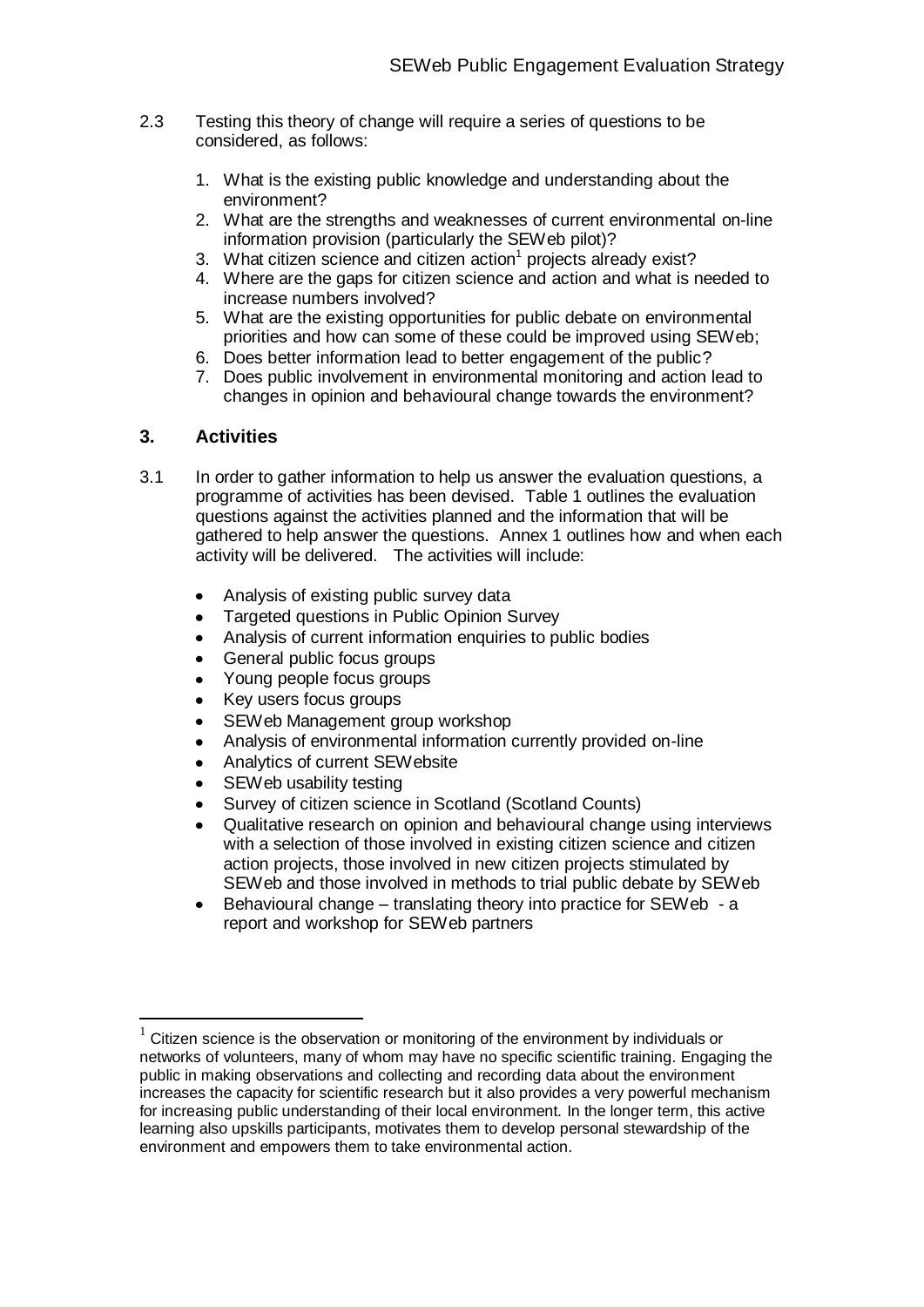2.3 Testing this theory of change will require a series of questions to be considered, as follows:

1. What is the existing public knowledge and understanding about the environment?
2. What are the strengths and weaknesses of current environmental on-line information provision (particularly the SEWeb pilot)?
3. What citizen science and citizen action[1] projects already exist?
4. Where are the gaps for citizen science and action and what is needed to increase numbers involved?
5. What are the existing opportunities for public debate on environmental priorities and how can some of these could be improved using SEWeb;
6. Does better information lead to better engagement of the public?
7. Does public involvement in environmental monitoring and action lead to changes in opinion and behavioural change towards the environment?

## 3. Activities

3.1 In order to gather information to help us answer the evaluation questions, a programme of activities has been devised. Table 1 outlines the evaluation questions against the activities planned and the information that will be gathered to help answer the questions. Annex 1 outlines how and when each activity will be delivered. The activities will include:

- Analysis of existing public survey data
- Targeted questions in Public Opinion Survey
- Analysis of current information enquiries to public bodies
- General public focus groups
- Young people focus groups
- Key users focus groups
- SEWeb Management group workshop
- Analysis of environmental information currently provided on-line
- Analytics of current SEWebsite
- SEWeb usability testing
- Survey of citizen science in Scotland (Scotland Counts)
- Qualitative research on opinion and behavioural change using interviews with a selection of those involved in existing citizen science and citizen action projects, those involved in new citizen projects stimulated by SEWeb and those involved in methods to trial public debate by SEWeb
- Behavioural change – translating theory into practice for SEWeb - a report and workshop for SEWeb partners

[1] Citizen science is the observation or monitoring of the environment by individuals or networks of volunteers, many of whom may have no specific scientific training. Engaging the public in making observations and collecting and recording data about the environment increases the capacity for scientific research but it also provides a very powerful mechanism for increasing public understanding of their local environment. In the longer term, this active learning also upskills participants, motivates them to develop personal stewardship of the environment and empowers them to take environmental action.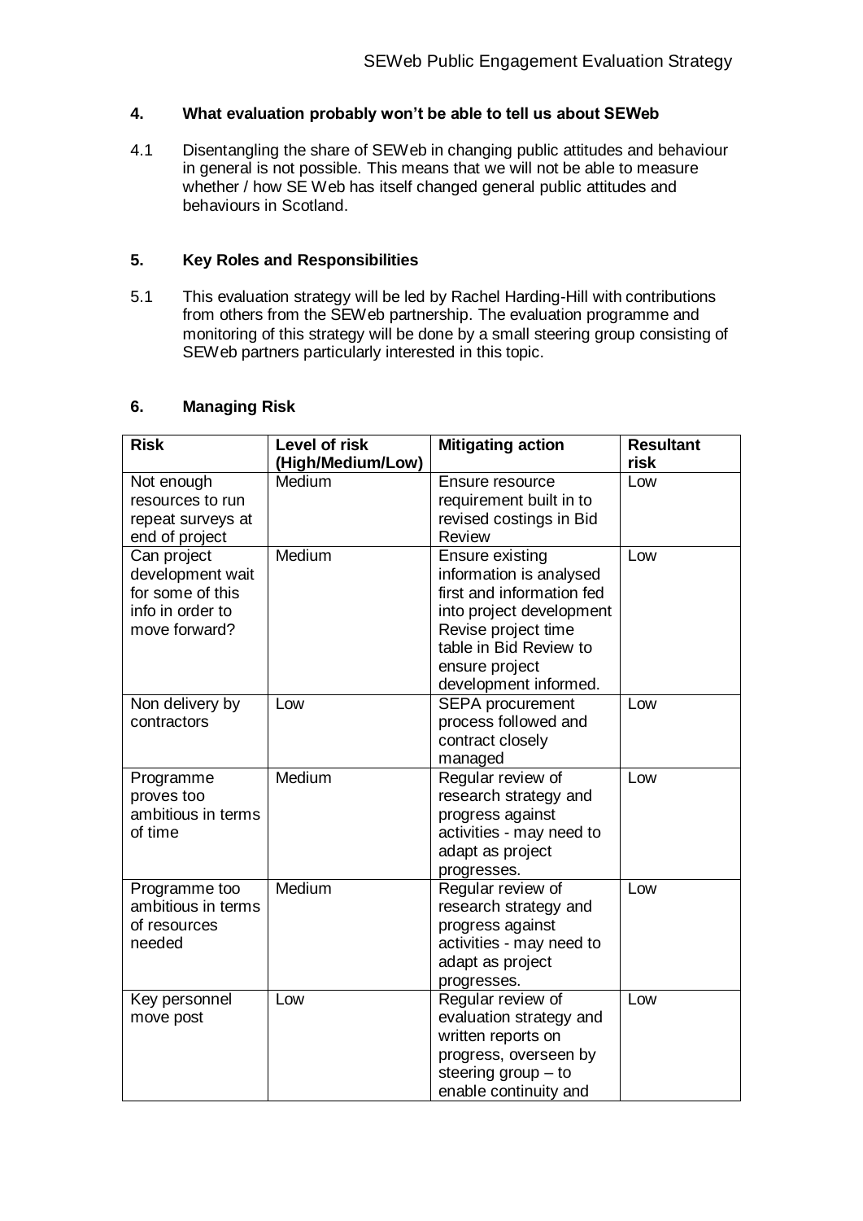## 4. What evaluation probably won't be able to tell us about SEWeb

4.1 Disentangling the share of SEWeb in changing public attitudes and behaviour in general is not possible. This means that we will not be able to measure whether / how SE Web has itself changed general public attitudes and behaviours in Scotland.

## 5. Key Roles and Responsibilities

5.1 This evaluation strategy will be led by Rachel Harding-Hill with contributions from others from the SEWeb partnership. The evaluation programme and monitoring of this strategy will be done by a small steering group consisting of SEWeb partners particularly interested in this topic.

## 6. Managing Risk

| Risk | Level of risk (High/Medium/Low) | Mitigating action | Resultant risk |
|---|---|---|---|
| Not enough resources to run repeat surveys at end of project | Medium | Ensure resource requirement built in to revised costings in Bid Review | Low |
| Can project development wait for some of this info in order to move forward? | Medium | Ensure existing information is analysed first and information fed into project development Revise project time table in Bid Review to ensure project development informed. | Low |
| Non delivery by contractors | Low | SEPA procurement process followed and contract closely managed | Low |
| Programme proves too ambitious in terms of time | Medium | Regular review of research strategy and progress against activities - may need to adapt as project progresses. | Low |
| Programme too ambitious in terms of resources needed | Medium | Regular review of research strategy and progress against activities - may need to adapt as project progresses. | Low |
| Key personnel move post | Low | Regular review of evaluation strategy and written reports on progress, overseen by steering group – to enable continuity and | Low |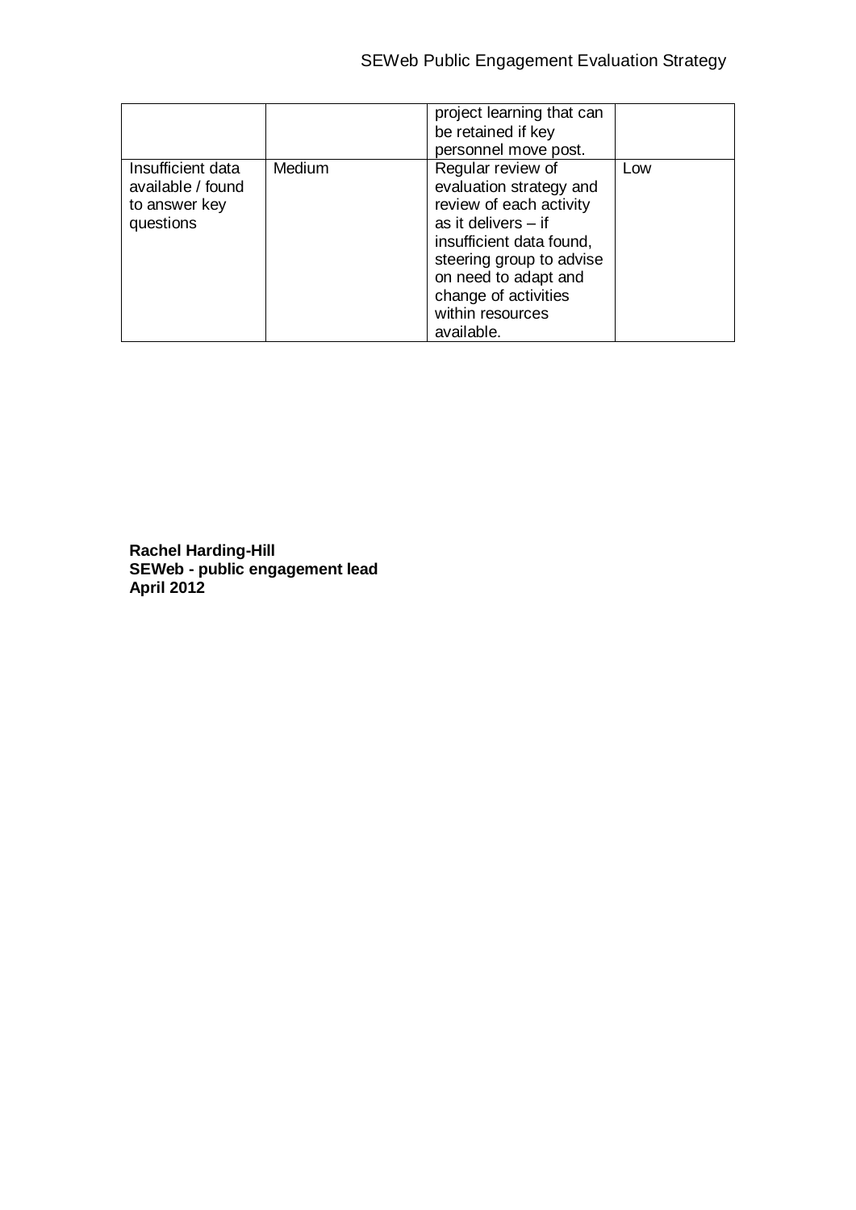| | | | |
|---|---|---|---|
| | | project learning that can be retained if key personnel move post. | |
| Insufficient data available / found to answer key questions | Medium | Regular review of evaluation strategy and review of each activity as it delivers – if insufficient data found, steering group to advise on need to adapt and change of activities within resources available. | Low |

**Rachel Harding-Hill**
**SEWeb - public engagement lead**
**April 2012**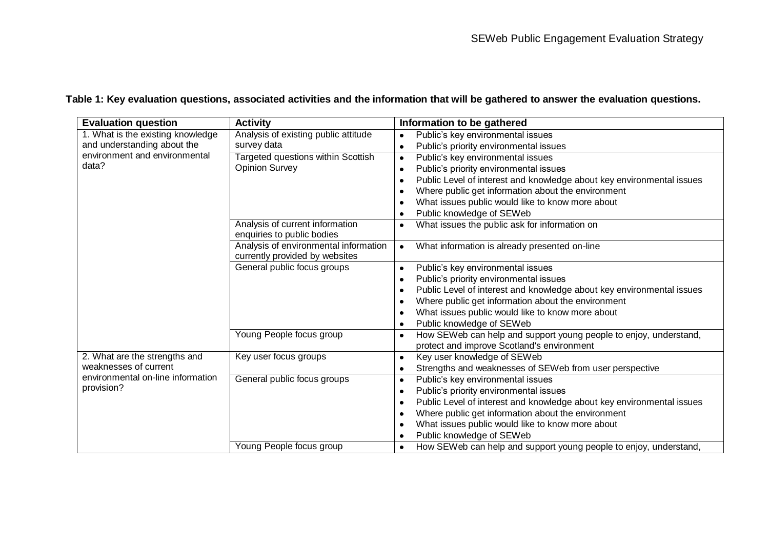**Table 1: Key evaluation questions, associated activities and the information that will be gathered to answer the evaluation questions.**

| Evaluation question | Activity | Information to be gathered |
|---|---|---|
| 1. What is the existing knowledge and understanding about the environment and environmental data? | Analysis of existing public attitude survey data | • Public's key environmental issues<br>• Public's priority environmental issues |
| | Targeted questions within Scottish Opinion Survey | • Public's key environmental issues<br>• Public's priority environmental issues<br>• Public Level of interest and knowledge about key environmental issues<br>• Where public get information about the environment<br>• What issues public would like to know more about<br>• Public knowledge of SEWeb |
| | Analysis of current information enquiries to public bodies | • What issues the public ask for information on |
| | Analysis of environmental information currently provided by websites | • What information is already presented on-line |
| | General public focus groups | • Public's key environmental issues<br>• Public's priority environmental issues<br>• Public Level of interest and knowledge about key environmental issues<br>• Where public get information about the environment<br>• What issues public would like to know more about<br>• Public knowledge of SEWeb |
| | Young People focus group | • How SEWeb can help and support young people to enjoy, understand, protect and improve Scotland's environment |
| 2. What are the strengths and weaknesses of current environmental on-line information provision? | Key user focus groups | • Key user knowledge of SEWeb<br>• Strengths and weaknesses of SEWeb from user perspective |
| | General public focus groups | • Public's key environmental issues<br>• Public's priority environmental issues<br>• Public Level of interest and knowledge about key environmental issues<br>• Where public get information about the environment<br>• What issues public would like to know more about<br>• Public knowledge of SEWeb |
| | Young People focus group | • How SEWeb can help and support young people to enjoy, understand, |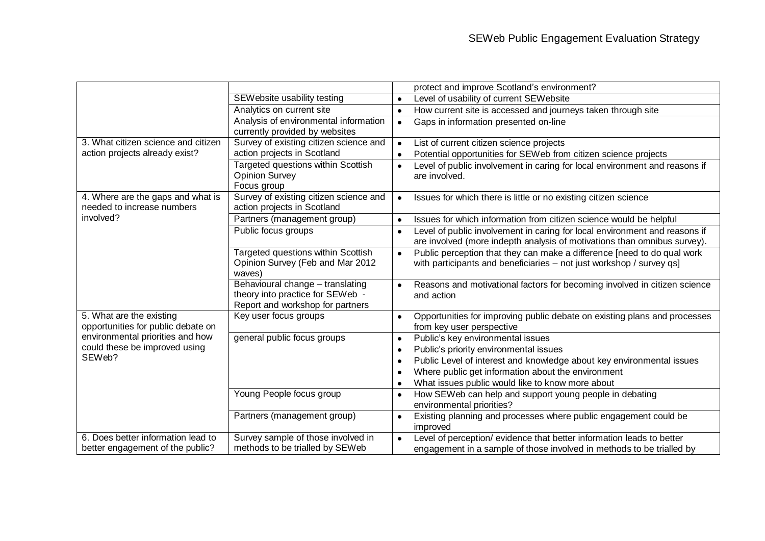| | | |
|---|---|---|
| | | protect and improve Scotland's environment? |
| | SEWebsite usability testing | • Level of usability of current SEWebsite |
| | Analytics on current site | • How current site is accessed and journeys taken through site |
| | Analysis of environmental information currently provided by websites | • Gaps in information presented on-line |
| 3. What citizen science and citizen action projects already exist? | Survey of existing citizen science and action projects in Scotland | • List of current citizen science projects<br>• Potential opportunities for SEWeb from citizen science projects |
| | Targeted questions within Scottish Opinion Survey<br>Focus group | • Level of public involvement in caring for local environment and reasons if are involved. |
| 4. Where are the gaps and what is needed to increase numbers involved? | Survey of existing citizen science and action projects in Scotland | • Issues for which there is little or no existing citizen science |
| | Partners (management group) | • Issues for which information from citizen science would be helpful |
| | Public focus groups | • Level of public involvement in caring for local environment and reasons if are involved (more indepth analysis of motivations than omnibus survey). |
| | Targeted questions within Scottish Opinion Survey (Feb and Mar 2012 waves) | • Public perception that they can make a difference [need to do qual work with participants and beneficiaries – not just workshop / survey qs] |
| | Behavioural change – translating theory into practice for SEWeb - Report and workshop for partners | • Reasons and motivational factors for becoming involved in citizen science and action |
| 5. What are the existing opportunities for public debate on environmental priorities and how could these be improved using SEWeb? | Key user focus groups | • Opportunities for improving public debate on existing plans and processes from key user perspective |
| | general public focus groups | • Public's key environmental issues<br>• Public's priority environmental issues<br>• Public Level of interest and knowledge about key environmental issues<br>• Where public get information about the environment<br>• What issues public would like to know more about |
| | Young People focus group | • How SEWeb can help and support young people in debating environmental priorities? |
| | Partners (management group) | • Existing planning and processes where public engagement could be improved |
| 6. Does better information lead to better engagement of the public? | Survey sample of those involved in methods to be trialled by SEWeb | • Level of perception/ evidence that better information leads to better engagement in a sample of those involved in methods to be trialled by |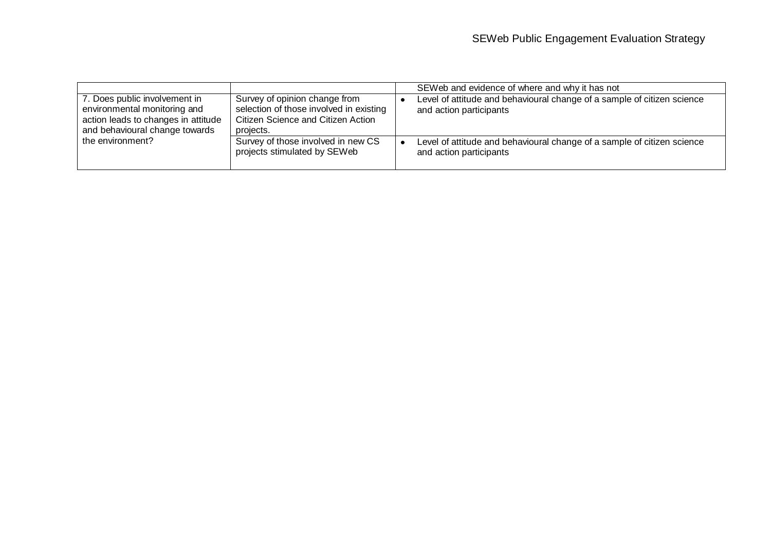| | | |
|---|---|---|
| | | SEWeb and evidence of where and why it has not |
| 7. Does public involvement in environmental monitoring and action leads to changes in attitude and behavioural change towards the environment? | Survey of opinion change from selection of those involved in existing Citizen Science and Citizen Action projects. | • Level of attitude and behavioural change of a sample of citizen science and action participants |
| | Survey of those involved in new CS projects stimulated by SEWeb | • Level of attitude and behavioural change of a sample of citizen science and action participants |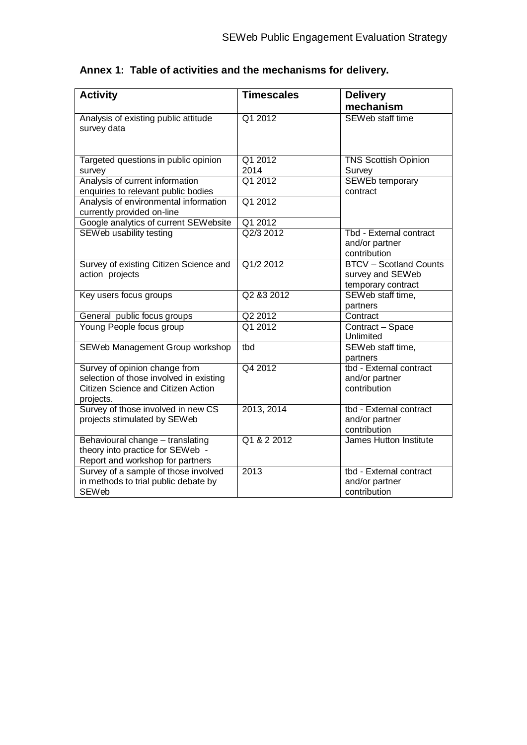**Annex 1: Table of activities and the mechanisms for delivery.**

| Activity | Timescales | Delivery mechanism |
|---|---|---|
| Analysis of existing public attitude survey data | Q1 2012 | SEWeb staff time |
| Targeted questions in public opinion survey | Q1 2012 2014 | TNS Scottish Opinion Survey |
| Analysis of current information enquiries to relevant public bodies | Q1 2012 | SEWEb temporary contract |
| Analysis of environmental information currently provided on-line | Q1 2012 | |
| Google analytics of current SEWebsite | Q1 2012 | |
| SEWeb usability testing | Q2/3 2012 | Tbd - External contract and/or partner contribution |
| Survey of existing Citizen Science and action projects | Q1/2 2012 | BTCV – Scotland Counts survey and SEWeb temporary contract |
| Key users focus groups | Q2 &3 2012 | SEWeb staff time, partners |
| General public focus groups | Q2 2012 | Contract |
| Young People focus group | Q1 2012 | Contract – Space Unlimited |
| SEWeb Management Group workshop | tbd | SEWeb staff time, partners |
| Survey of opinion change from selection of those involved in existing Citizen Science and Citizen Action projects. | Q4 2012 | tbd - External contract and/or partner contribution |
| Survey of those involved in new CS projects stimulated by SEWeb | 2013, 2014 | tbd - External contract and/or partner contribution |
| Behavioural change – translating theory into practice for SEWeb - Report and workshop for partners | Q1 & 2 2012 | James Hutton Institute |
| Survey of a sample of those involved in methods to trial public debate by SEWeb | 2013 | tbd - External contract and/or partner contribution |